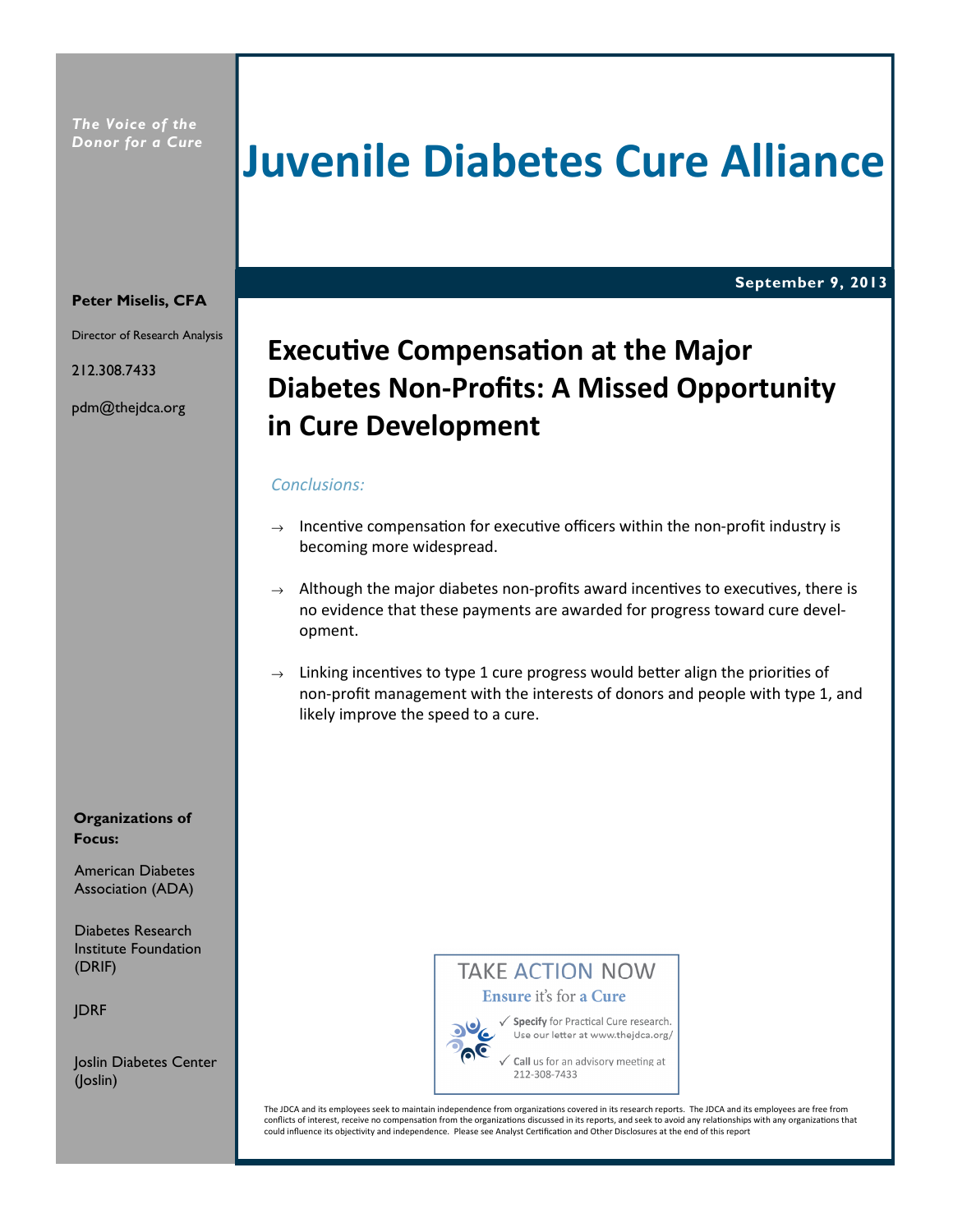*The Voice of the Donor for a Cure*

# Juvenile Diabetes Cure Alliance

**Peter Miselis, CFA**

Director of Research Analysis

212.308.7433

pdm@thejdca.org

**September 9, 2013**

## Executive Compensation at the Major Diabetes Non-Profits: A Missed Opportunity in Cure Development

*Conclusions:*

→ Incentive compensation for executive officers within the non-profit industry is becoming more widespread.

→ Although the major diabetes non-profits award incentives to executives, there is no evidence that these payments are awarded for progress toward cure development.

→ Linking incentives to type 1 cure progress would better align the priorities of non-profit management with the interests of donors and people with type 1, and likely improve the speed to a cure.

**Organizations of Focus:**

American Diabetes Association (ADA)

Diabetes Research Institute Foundation (DRIF)

JDRF

Joslin Diabetes Center (Joslin)

TAKE ACTION NOW

**Ensure** it's for **a Cure**

✓ **Specify** for Practical Cure research. Use our letter at www.thejdca.org/

✓ **Call** us for an advisory meeting at 212-308-7433

The JDCA and its employees seek to maintain independence from organizations covered in its research reports. The JDCA and its employees are free from conflicts of interest, receive no compensation from the organizations discussed in its reports, and seek to avoid any relationships with any organizations that could influence its objectivity and independence. Please see Analyst Certification and Other Disclosures at the end of this report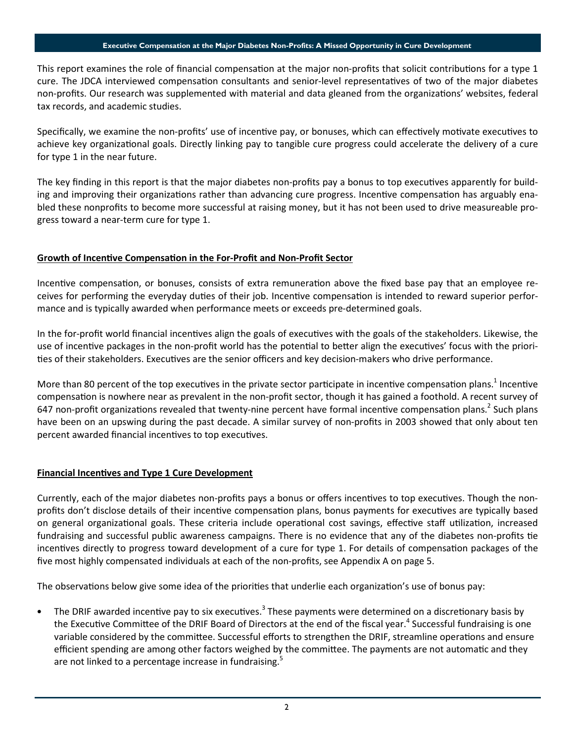This report examines the role of financial compensation at the major non-profits that solicit contributions for a type 1 cure. The JDCA interviewed compensation consultants and senior-level representatives of two of the major diabetes non-profits. Our research was supplemented with material and data gleaned from the organizations' websites, federal tax records, and academic studies.

Specifically, we examine the non-profits' use of incentive pay, or bonuses, which can effectively motivate executives to achieve key organizational goals. Directly linking pay to tangible cure progress could accelerate the delivery of a cure for type 1 in the near future.

The key finding in this report is that the major diabetes non-profits pay a bonus to top executives apparently for building and improving their organizations rather than advancing cure progress. Incentive compensation has arguably enabled these nonprofits to become more successful at raising money, but it has not been used to drive measureable progress toward a near-term cure for type 1.

## Growth of Incentive Compensation in the For-Profit and Non-Profit Sector

Incentive compensation, or bonuses, consists of extra remuneration above the fixed base pay that an employee receives for performing the everyday duties of their job. Incentive compensation is intended to reward superior performance and is typically awarded when performance meets or exceeds pre-determined goals.

In the for-profit world financial incentives align the goals of executives with the goals of the stakeholders. Likewise, the use of incentive packages in the non-profit world has the potential to better align the executives' focus with the priorities of their stakeholders. Executives are the senior officers and key decision-makers who drive performance.

More than 80 percent of the top executives in the private sector participate in incentive compensation plans.[1] Incentive compensation is nowhere near as prevalent in the non-profit sector, though it has gained a foothold. A recent survey of 647 non-profit organizations revealed that twenty-nine percent have formal incentive compensation plans.[2] Such plans have been on an upswing during the past decade. A similar survey of non-profits in 2003 showed that only about ten percent awarded financial incentives to top executives.

## Financial Incentives and Type 1 Cure Development

Currently, each of the major diabetes non-profits pays a bonus or offers incentives to top executives. Though the non-profits don't disclose details of their incentive compensation plans, bonus payments for executives are typically based on general organizational goals. These criteria include operational cost savings, effective staff utilization, increased fundraising and successful public awareness campaigns. There is no evidence that any of the diabetes non-profits tie incentives directly to progress toward development of a cure for type 1. For details of compensation packages of the five most highly compensated individuals at each of the non-profits, see Appendix A on page 5.

The observations below give some idea of the priorities that underlie each organization's use of bonus pay:

- The DRIF awarded incentive pay to six executives.[3] These payments were determined on a discretionary basis by the Executive Committee of the DRIF Board of Directors at the end of the fiscal year.[4] Successful fundraising is one variable considered by the committee. Successful efforts to strengthen the DRIF, streamline operations and ensure efficient spending are among other factors weighed by the committee. The payments are not automatic and they are not linked to a percentage increase in fundraising.[5]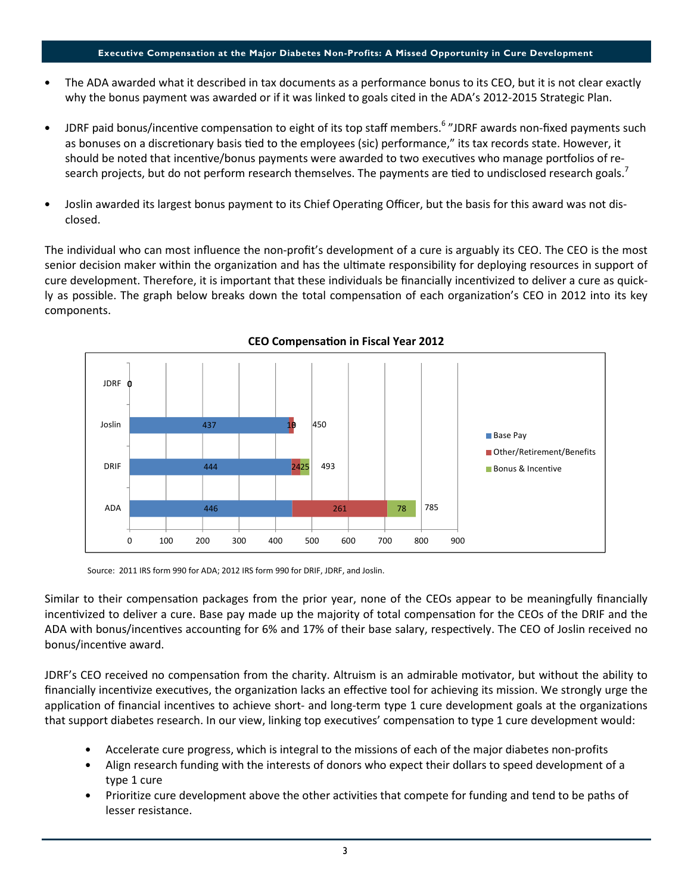- The ADA awarded what it described in tax documents as a performance bonus to its CEO, but it is not clear exactly why the bonus payment was awarded or if it was linked to goals cited in the ADA's 2012-2015 Strategic Plan.

- JDRF paid bonus/incentive compensation to eight of its top staff members.[6] "JDRF awards non-fixed payments such as bonuses on a discretionary basis tied to the employees (sic) performance," its tax records state. However, it should be noted that incentive/bonus payments were awarded to two executives who manage portfolios of research projects, but do not perform research themselves. The payments are tied to undisclosed research goals.[7]

- Joslin awarded its largest bonus payment to its Chief Operating Officer, but the basis for this award was not disclosed.

The individual who can most influence the non-profit's development of a cure is arguably its CEO. The CEO is the most senior decision maker within the organization and has the ultimate responsibility for deploying resources in support of cure development. Therefore, it is important that these individuals be financially incentivized to deliver a cure as quickly as possible. The graph below breaks down the total compensation of each organization's CEO in 2012 into its key components.

**CEO Compensation in Fiscal Year 2012**

| Organization | Base Pay | Other/Retirement/Benefits | Bonus & Incentive | Total |
|---|---|---|---|---|
| JDRF | 0 | 0 | 0 | 0 |
| Joslin | 437 | 13 | 0 | 450 |
| DRIF | 444 | 24 | 25 | 493 |
| ADA | 446 | 261 | 78 | 785 |

Source: 2011 IRS form 990 for ADA; 2012 IRS form 990 for DRIF, JDRF, and Joslin.

Similar to their compensation packages from the prior year, none of the CEOs appear to be meaningfully financially incentivized to deliver a cure. Base pay made up the majority of total compensation for the CEOs of the DRIF and the ADA with bonus/incentives accounting for 6% and 17% of their base salary, respectively. The CEO of Joslin received no bonus/incentive award.

JDRF's CEO received no compensation from the charity. Altruism is an admirable motivator, but without the ability to financially incentivize executives, the organization lacks an effective tool for achieving its mission. We strongly urge the application of financial incentives to achieve short- and long-term type 1 cure development goals at the organizations that support diabetes research. In our view, linking top executives' compensation to type 1 cure development would:

- Accelerate cure progress, which is integral to the missions of each of the major diabetes non-profits
- Align research funding with the interests of donors who expect their dollars to speed development of a type 1 cure
- Prioritize cure development above the other activities that compete for funding and tend to be paths of lesser resistance.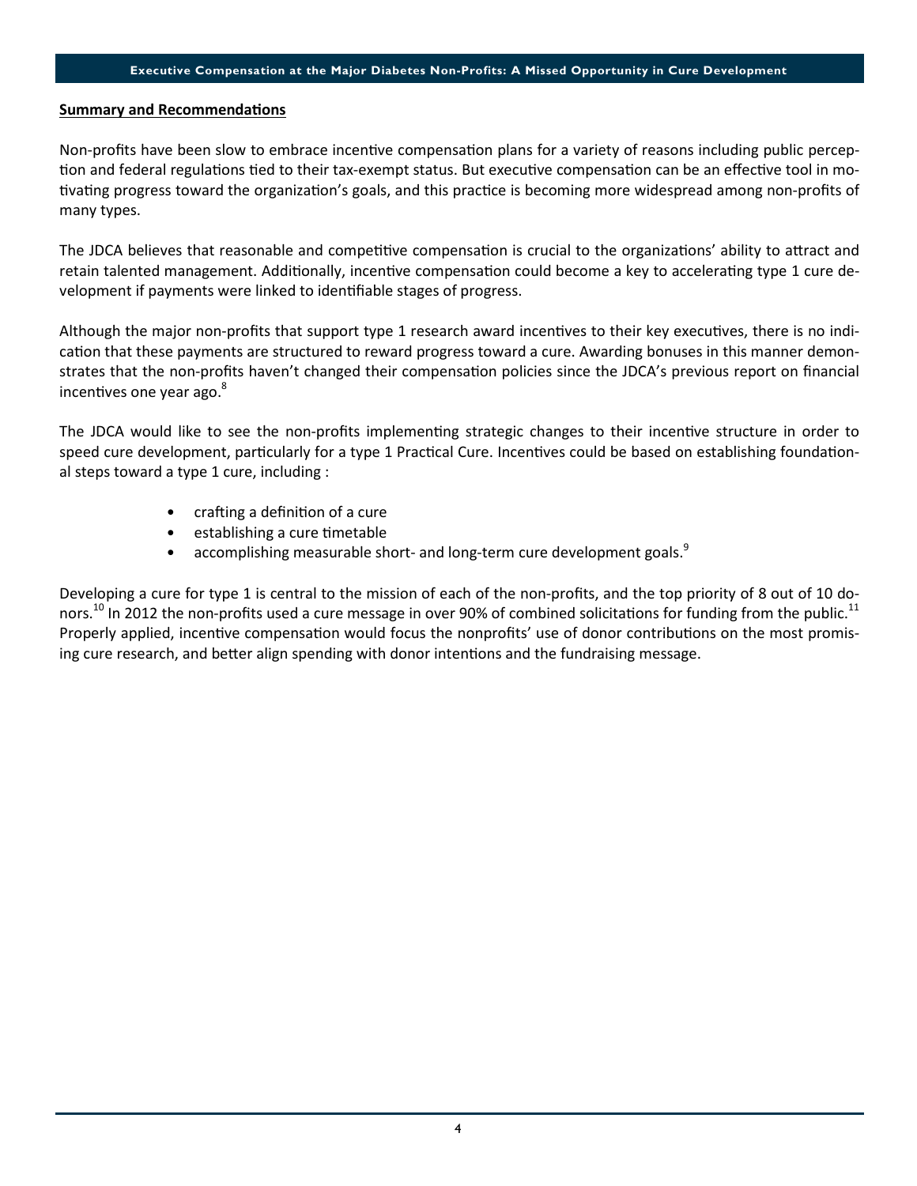## Summary and Recommendations

Non-profits have been slow to embrace incentive compensation plans for a variety of reasons including public perception and federal regulations tied to their tax-exempt status. But executive compensation can be an effective tool in motivating progress toward the organization's goals, and this practice is becoming more widespread among non-profits of many types.

The JDCA believes that reasonable and competitive compensation is crucial to the organizations' ability to attract and retain talented management. Additionally, incentive compensation could become a key to accelerating type 1 cure development if payments were linked to identifiable stages of progress.

Although the major non-profits that support type 1 research award incentives to their key executives, there is no indication that these payments are structured to reward progress toward a cure. Awarding bonuses in this manner demonstrates that the non-profits haven't changed their compensation policies since the JDCA's previous report on financial incentives one year ago.[8]

The JDCA would like to see the non-profits implementing strategic changes to their incentive structure in order to speed cure development, particularly for a type 1 Practical Cure. Incentives could be based on establishing foundational steps toward a type 1 cure, including :

- crafting a definition of a cure
- establishing a cure timetable
- accomplishing measurable short- and long-term cure development goals.[9]

Developing a cure for type 1 is central to the mission of each of the non-profits, and the top priority of 8 out of 10 donors.[10] In 2012 the non-profits used a cure message in over 90% of combined solicitations for funding from the public.[11] Properly applied, incentive compensation would focus the nonprofits' use of donor contributions on the most promising cure research, and better align spending with donor intentions and the fundraising message.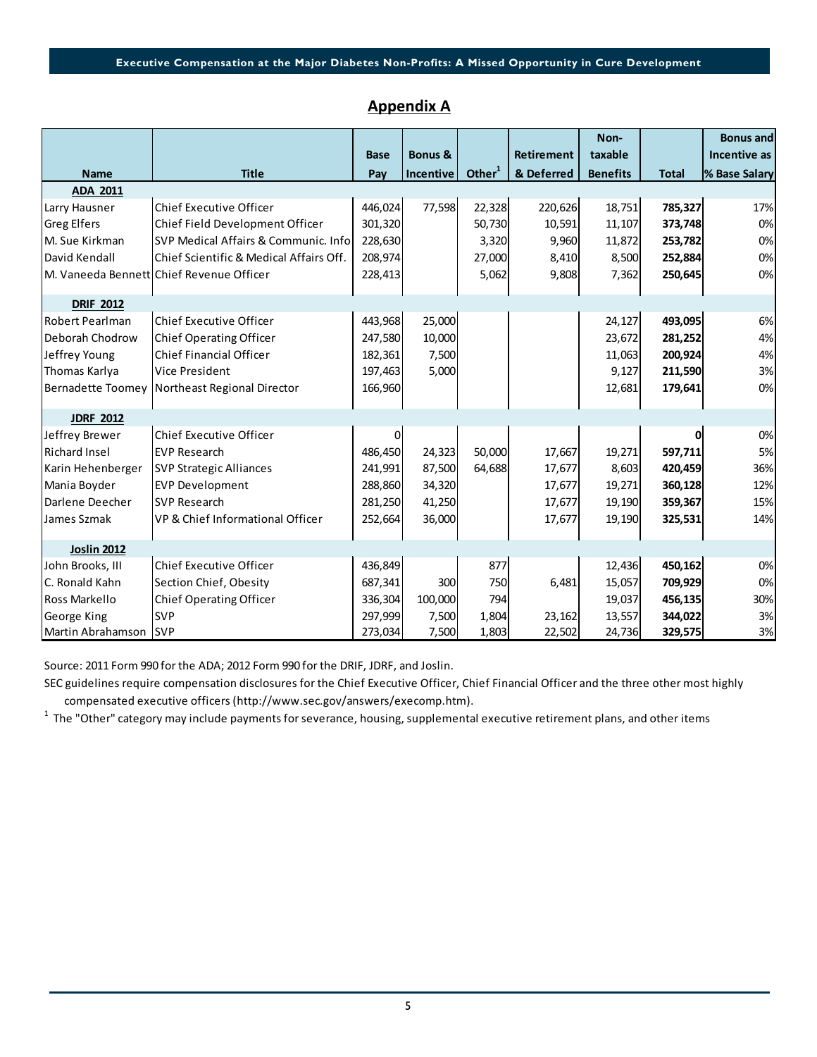## Appendix A

| Name | Title | Base Pay | Bonus & Incentive | Other[1] | Retirement & Deferred | Non-taxable Benefits | Total | Bonus and Incentive as % Base Salary |
|---|---|---|---|---|---|---|---|---|
| **ADA 2011** | | | | | | | | |
| Larry Hausner | Chief Executive Officer | 446,024 | 77,598 | 22,328 | 220,626 | 18,751 | **785,327** | 17% |
| Greg Elfers | Chief Field Development Officer | 301,320 | | 50,730 | 10,591 | 11,107 | **373,748** | 0% |
| M. Sue Kirkman | SVP Medical Affairs & Communic. Info | 228,630 | | 3,320 | 9,960 | 11,872 | **253,782** | 0% |
| David Kendall | Chief Scientific & Medical Affairs Off. | 208,974 | | 27,000 | 8,410 | 8,500 | **252,884** | 0% |
| M. Vaneeda Bennett | Chief Revenue Officer | 228,413 | | 5,062 | 9,808 | 7,362 | **250,645** | 0% |
| **DRIF 2012** | | | | | | | | |
| Robert Pearlman | Chief Executive Officer | 443,968 | 25,000 | | | 24,127 | **493,095** | 6% |
| Deborah Chodrow | Chief Operating Officer | 247,580 | 10,000 | | | 23,672 | **281,252** | 4% |
| Jeffrey Young | Chief Financial Officer | 182,361 | 7,500 | | | 11,063 | **200,924** | 4% |
| Thomas Karlya | Vice President | 197,463 | 5,000 | | | 9,127 | **211,590** | 3% |
| Bernadette Toomey | Northeast Regional Director | 166,960 | | | | 12,681 | **179,641** | 0% |
| **JDRF 2012** | | | | | | | | |
| Jeffrey Brewer | Chief Executive Officer | 0 | | | | | **0** | 0% |
| Richard Insel | EVP Research | 486,450 | 24,323 | 50,000 | 17,667 | 19,271 | **597,711** | 5% |
| Karin Hehenberger | SVP Strategic Alliances | 241,991 | 87,500 | 64,688 | 17,677 | 8,603 | **420,459** | 36% |
| Mania Boyder | EVP Development | 288,860 | 34,320 | | 17,677 | 19,271 | **360,128** | 12% |
| Darlene Deecher | SVP Research | 281,250 | 41,250 | | 17,677 | 19,190 | **359,367** | 15% |
| James Szmak | VP & Chief Informational Officer | 252,664 | 36,000 | | 17,677 | 19,190 | **325,531** | 14% |
| **Joslin 2012** | | | | | | | | |
| John Brooks, III | Chief Executive Officer | 436,849 | | 877 | | 12,436 | **450,162** | 0% |
| C. Ronald Kahn | Section Chief, Obesity | 687,341 | 300 | 750 | 6,481 | 15,057 | **709,929** | 0% |
| Ross Markello | Chief Operating Officer | 336,304 | 100,000 | 794 | | 19,037 | **456,135** | 30% |
| George King | SVP | 297,999 | 7,500 | 1,804 | 23,162 | 13,557 | **344,022** | 3% |
| Martin Abrahamson | SVP | 273,034 | 7,500 | 1,803 | 22,502 | 24,736 | **329,575** | 3% |

Source: 2011 Form 990 for the ADA; 2012 Form 990 for the DRIF, JDRF, and Joslin.

SEC guidelines require compensation disclosures for the Chief Executive Officer, Chief Financial Officer and the three other most highly compensated executive officers (http://www.sec.gov/answers/execomp.htm).

[1] The "Other" category may include payments for severance, housing, supplemental executive retirement plans, and other items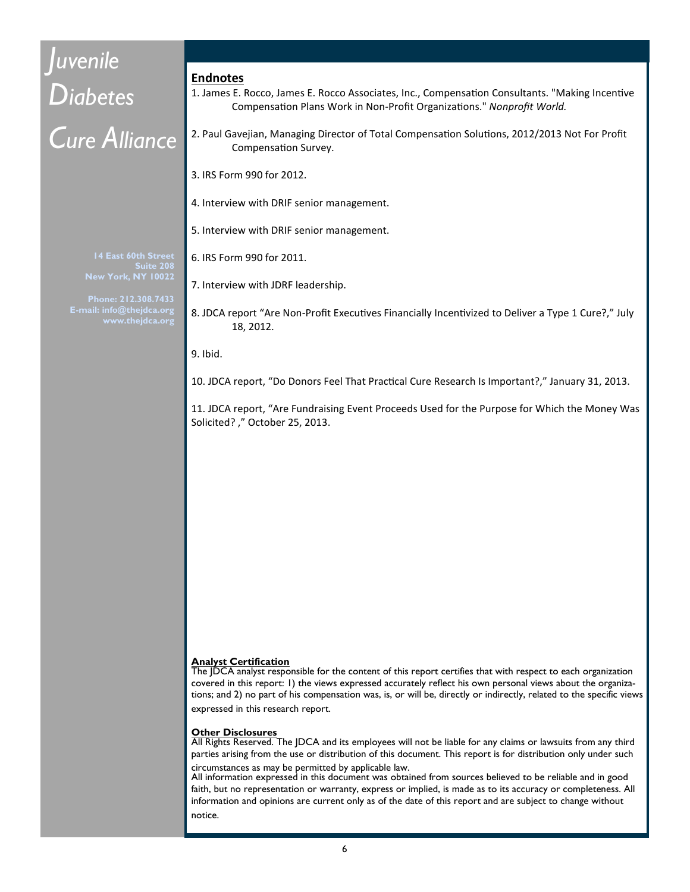# Juvenile Diabetes Cure Alliance

14 East 60th Street
Suite 208
New York, NY 10022

Phone: 212.308.7433
E-mail: info@thejdca.org
www.thejdca.org

## Endnotes

1. James E. Rocco, James E. Rocco Associates, Inc., Compensation Consultants. "Making Incentive Compensation Plans Work in Non-Profit Organizations." *Nonprofit World.*

2. Paul Gavejian, Managing Director of Total Compensation Solutions, 2012/2013 Not For Profit Compensation Survey.

3. IRS Form 990 for 2012.

4. Interview with DRIF senior management.

5. Interview with DRIF senior management.

6. IRS Form 990 for 2011.

7. Interview with JDRF leadership.

8. JDCA report "Are Non-Profit Executives Financially Incentivized to Deliver a Type 1 Cure?," July 18, 2012.

9. Ibid.

10. JDCA report, "Do Donors Feel That Practical Cure Research Is Important?," January 31, 2013.

11. JDCA report, "Are Fundraising Event Proceeds Used for the Purpose for Which the Money Was Solicited? ," October 25, 2013.

**Analyst Certification**

The JDCA analyst responsible for the content of this report certifies that with respect to each organization covered in this report: 1) the views expressed accurately reflect his own personal views about the organizations; and 2) no part of his compensation was, is, or will be, directly or indirectly, related to the specific views expressed in this research report.

**Other Disclosures**

All Rights Reserved. The JDCA and its employees will not be liable for any claims or lawsuits from any third parties arising from the use or distribution of this document. This report is for distribution only under such circumstances as may be permitted by applicable law.
All information expressed in this document was obtained from sources believed to be reliable and in good faith, but no representation or warranty, express or implied, is made as to its accuracy or completeness. All information and opinions are current only as of the date of this report and are subject to change without notice.